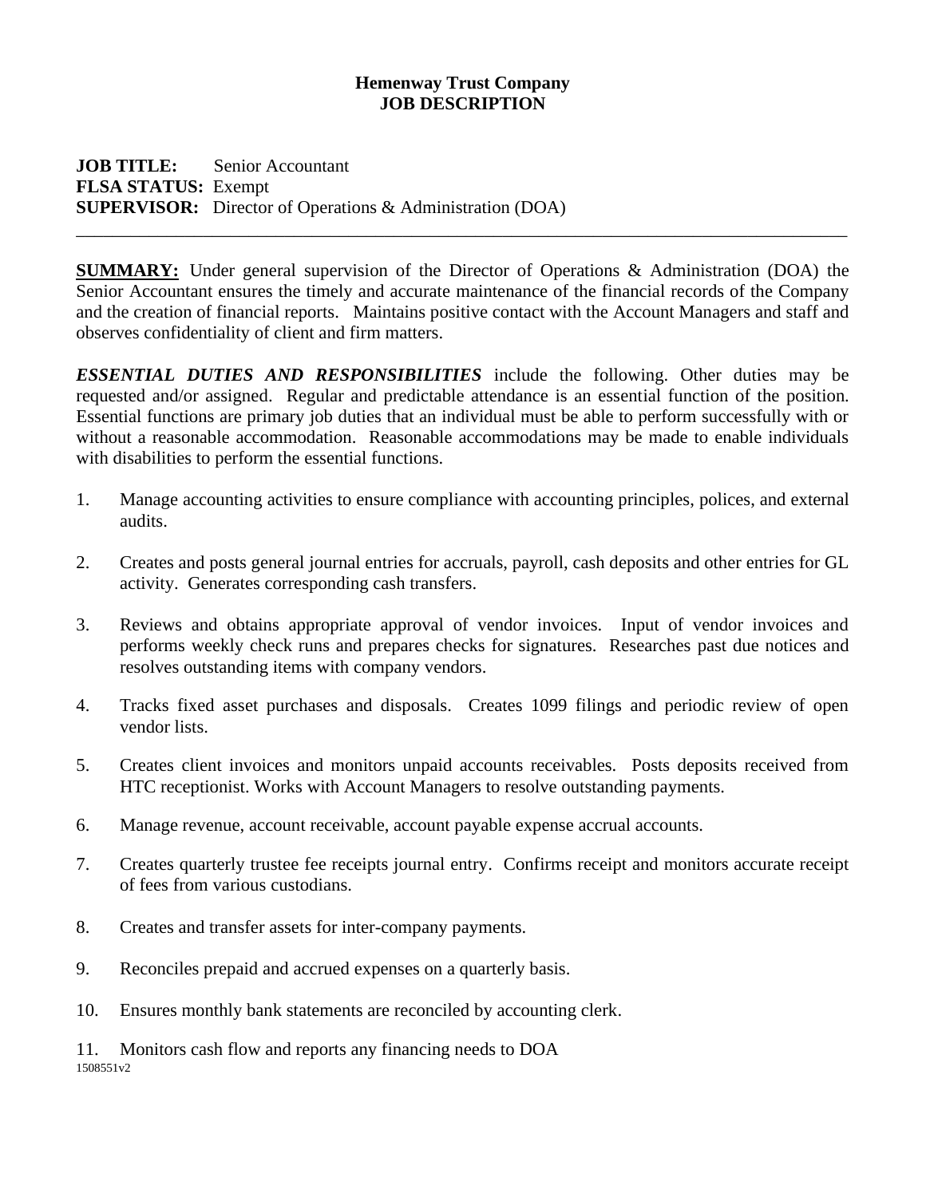**Hemenway Trust Company**
**JOB DESCRIPTION**

**JOB TITLE:** Senior Accountant
**FLSA STATUS:** Exempt
**SUPERVISOR:** Director of Operations & Administration (DOA)

---

**SUMMARY:** Under general supervision of the Director of Operations & Administration (DOA) the Senior Accountant ensures the timely and accurate maintenance of the financial records of the Company and the creation of financial reports. Maintains positive contact with the Account Managers and staff and observes confidentiality of client and firm matters.

***ESSENTIAL DUTIES AND RESPONSIBILITIES*** include the following. Other duties may be requested and/or assigned. Regular and predictable attendance is an essential function of the position. Essential functions are primary job duties that an individual must be able to perform successfully with or without a reasonable accommodation. Reasonable accommodations may be made to enable individuals with disabilities to perform the essential functions.

1. Manage accounting activities to ensure compliance with accounting principles, polices, and external audits.

2. Creates and posts general journal entries for accruals, payroll, cash deposits and other entries for GL activity. Generates corresponding cash transfers.

3. Reviews and obtains appropriate approval of vendor invoices. Input of vendor invoices and performs weekly check runs and prepares checks for signatures. Researches past due notices and resolves outstanding items with company vendors.

4. Tracks fixed asset purchases and disposals. Creates 1099 filings and periodic review of open vendor lists.

5. Creates client invoices and monitors unpaid accounts receivables. Posts deposits received from HTC receptionist. Works with Account Managers to resolve outstanding payments.

6. Manage revenue, account receivable, account payable expense accrual accounts.

7. Creates quarterly trustee fee receipts journal entry. Confirms receipt and monitors accurate receipt of fees from various custodians.

8. Creates and transfer assets for inter-company payments.

9. Reconciles prepaid and accrued expenses on a quarterly basis.

10. Ensures monthly bank statements are reconciled by accounting clerk.

11. Monitors cash flow and reports any financing needs to DOA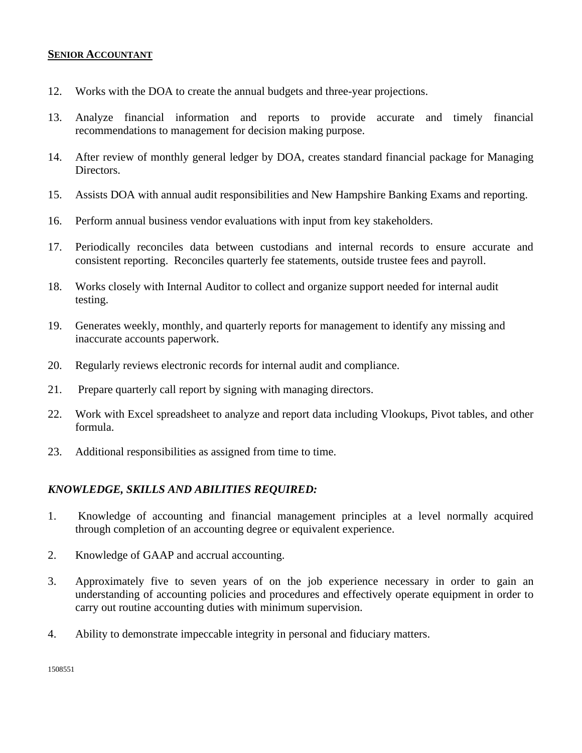**SENIOR ACCOUNTANT**

12. Works with the DOA to create the annual budgets and three-year projections.

13. Analyze financial information and reports to provide accurate and timely financial recommendations to management for decision making purpose.

14. After review of monthly general ledger by DOA, creates standard financial package for Managing Directors.

15. Assists DOA with annual audit responsibilities and New Hampshire Banking Exams and reporting.

16. Perform annual business vendor evaluations with input from key stakeholders.

17. Periodically reconciles data between custodians and internal records to ensure accurate and consistent reporting. Reconciles quarterly fee statements, outside trustee fees and payroll.

18. Works closely with Internal Auditor to collect and organize support needed for internal audit testing.

19. Generates weekly, monthly, and quarterly reports for management to identify any missing and inaccurate accounts paperwork.

20. Regularly reviews electronic records for internal audit and compliance.

21. Prepare quarterly call report by signing with managing directors.

22. Work with Excel spreadsheet to analyze and report data including Vlookups, Pivot tables, and other formula.

23. Additional responsibilities as assigned from time to time.

***KNOWLEDGE, SKILLS AND ABILITIES REQUIRED:***

1. Knowledge of accounting and financial management principles at a level normally acquired through completion of an accounting degree or equivalent experience.

2. Knowledge of GAAP and accrual accounting.

3. Approximately five to seven years of on the job experience necessary in order to gain an understanding of accounting policies and procedures and effectively operate equipment in order to carry out routine accounting duties with minimum supervision.

4. Ability to demonstrate impeccable integrity in personal and fiduciary matters.

1508551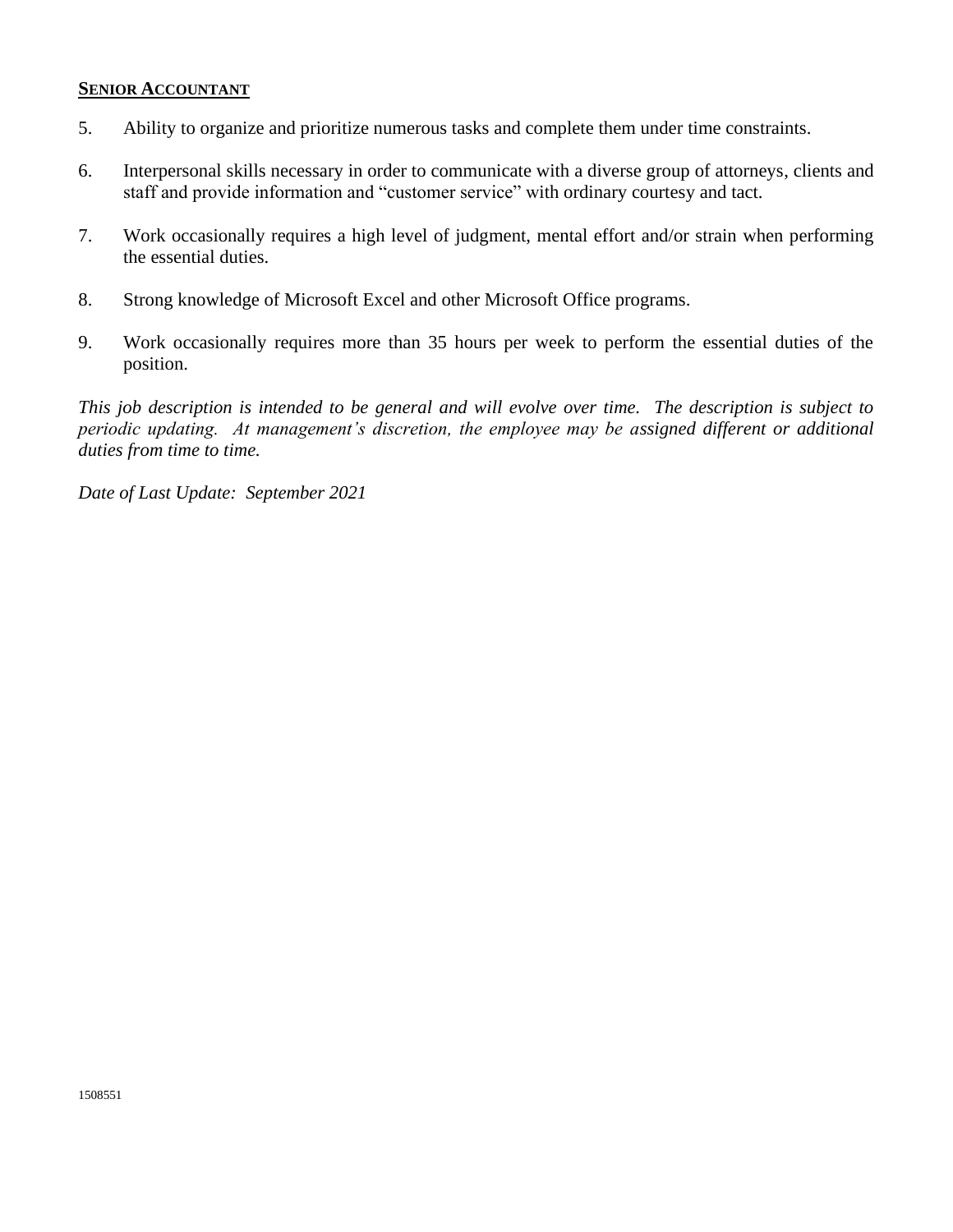**SENIOR ACCOUNTANT**

5. Ability to organize and prioritize numerous tasks and complete them under time constraints.

6. Interpersonal skills necessary in order to communicate with a diverse group of attorneys, clients and staff and provide information and "customer service" with ordinary courtesy and tact.

7. Work occasionally requires a high level of judgment, mental effort and/or strain when performing the essential duties.

8. Strong knowledge of Microsoft Excel and other Microsoft Office programs.

9. Work occasionally requires more than 35 hours per week to perform the essential duties of the position.

*This job description is intended to be general and will evolve over time. The description is subject to periodic updating. At management's discretion, the employee may be assigned different or additional duties from time to time.*

*Date of Last Update: September 2021*

1508551